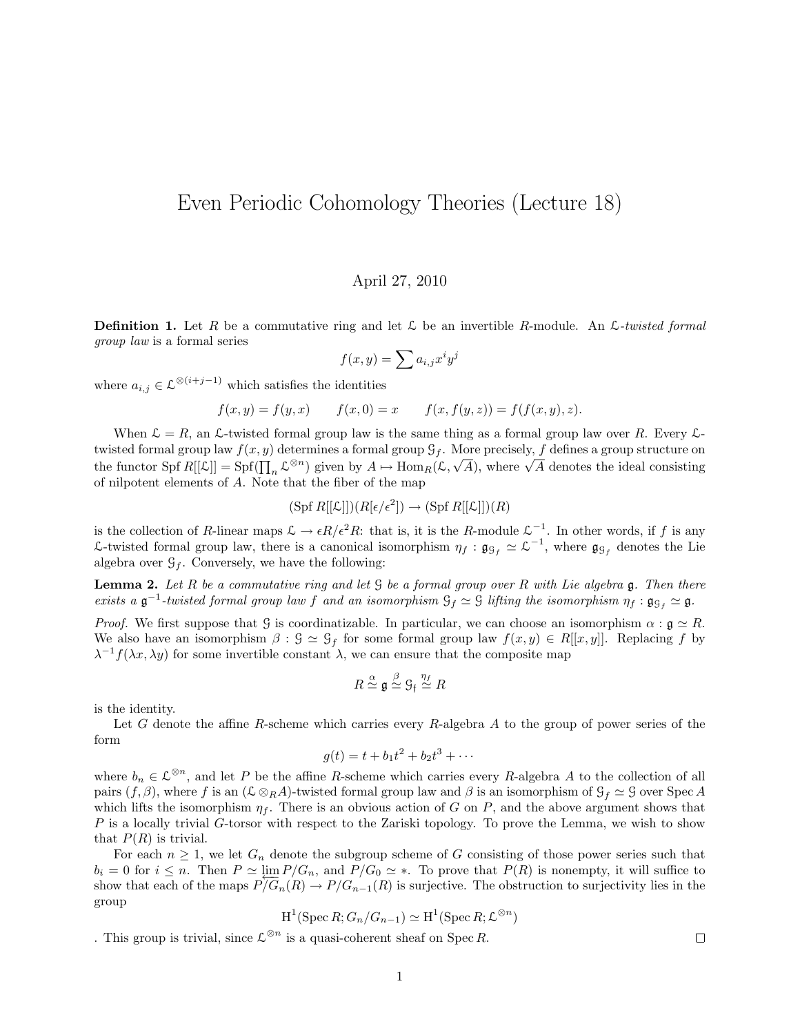# Even Periodic Cohomology Theories (Lecture 18)

April 27, 2010

**Definition 1.** Let $R$ be a commutative ring and let $\mathcal{L}$ be an invertible $R$-module. An *$\mathcal{L}$-twisted formal group law* is a formal series

$$f(x, y) = \sum a_{i,j} x^i y^j$$

where $a_{i,j} \in \mathcal{L}^{\otimes(i+j-1)}$ which satisfies the identities

$$f(x, y) = f(y, x) \qquad f(x, 0) = x \qquad f(x, f(y, z)) = f(f(x, y), z).$$

When $\mathcal{L} = R$, an $\mathcal{L}$-twisted formal group law is the same thing as a formal group law over $R$. Every $\mathcal{L}$-twisted formal group law $f(x, y)$ determines a formal group $\mathcal{G}_f$. More precisely, $f$ defines a group structure on the functor $\operatorname{Spf} R[[\mathcal{L}]] = \operatorname{Spf}(\prod_n \mathcal{L}^{\otimes n})$ given by $A \mapsto \operatorname{Hom}_R(\mathcal{L}, \sqrt{A})$, where $\sqrt{A}$ denotes the ideal consisting of nilpotent elements of $A$. Note that the fiber of the map

$$(\operatorname{Spf} R[[\mathcal{L}]])(R[\epsilon/\epsilon^2]) \to (\operatorname{Spf} R[[\mathcal{L}]])(R)$$

is the collection of $R$-linear maps $\mathcal{L} \to \epsilon R/\epsilon^2 R$: that is, it is the $R$-module $\mathcal{L}^{-1}$. In other words, if $f$ is any $\mathcal{L}$-twisted formal group law, there is a canonical isomorphism $\eta_f : \mathfrak{g}_{\mathcal{G}_f} \simeq \mathcal{L}^{-1}$, where $\mathfrak{g}_{\mathcal{G}_f}$ denotes the Lie algebra over $\mathcal{G}_f$. Conversely, we have the following:

**Lemma 2.** *Let $R$ be a commutative ring and let $\mathcal{G}$ be a formal group over $R$ with Lie algebra $\mathfrak{g}$. Then there exists a $\mathfrak{g}^{-1}$-twisted formal group law $f$ and an isomorphism $\mathcal{G}_f \simeq \mathcal{G}$ lifting the isomorphism $\eta_f : \mathfrak{g}_{\mathcal{G}_f} \simeq \mathfrak{g}$.*

*Proof.* We first suppose that $\mathcal{G}$ is coordinatizable. In particular, we can choose an isomorphism $\alpha : \mathfrak{g} \simeq R$. We also have an isomorphism $\beta : \mathcal{G} \simeq \mathcal{G}_f$ for some formal group law $f(x, y) \in R[[x, y]]$. Replacing $f$ by $\lambda^{-1} f(\lambda x, \lambda y)$ for some invertible constant $\lambda$, we can ensure that the composite map

$$R \overset{\alpha}{\simeq} \mathfrak{g} \overset{\beta}{\simeq} \mathcal{G}_{\mathfrak{f}} \overset{\eta_f}{\simeq} R$$

is the identity.

Let $G$ denote the affine $R$-scheme which carries every $R$-algebra $A$ to the group of power series of the form

$$g(t) = t + b_1 t^2 + b_2 t^3 + \cdots$$

where $b_n \in \mathcal{L}^{\otimes n}$, and let $P$ be the affine $R$-scheme which carries every $R$-algebra $A$ to the collection of all pairs $(f, \beta)$, where $f$ is an $(\mathcal{L} \otimes_R A)$-twisted formal group law and $\beta$ is an isomorphism of $\mathcal{G}_f \simeq \mathcal{G}$ over $\operatorname{Spec} A$ which lifts the isomorphism $\eta_f$. There is an obvious action of $G$ on $P$, and the above argument shows that $P$ is a locally trivial $G$-torsor with respect to the Zariski topology. To prove the Lemma, we wish to show that $P(R)$ is trivial.

For each $n \geq 1$, we let $G_n$ denote the subgroup scheme of $G$ consisting of those power series such that $b_i = 0$ for $i \leq n$. Then $P \simeq \varprojlim P/G_n$, and $P/G_0 \simeq *$. To prove that $P(R)$ is nonempty, it will suffice to show that each of the maps $P/G_n(R) \to P/G_{n-1}(R)$ is surjective. The obstruction to surjectivity lies in the group

$$\mathrm{H}^1(\operatorname{Spec} R; G_n/G_{n-1}) \simeq \mathrm{H}^1(\operatorname{Spec} R; \mathcal{L}^{\otimes n})$$

. This group is trivial, since $\mathcal{L}^{\otimes n}$ is a quasi-coherent sheaf on $\operatorname{Spec} R$. $\square$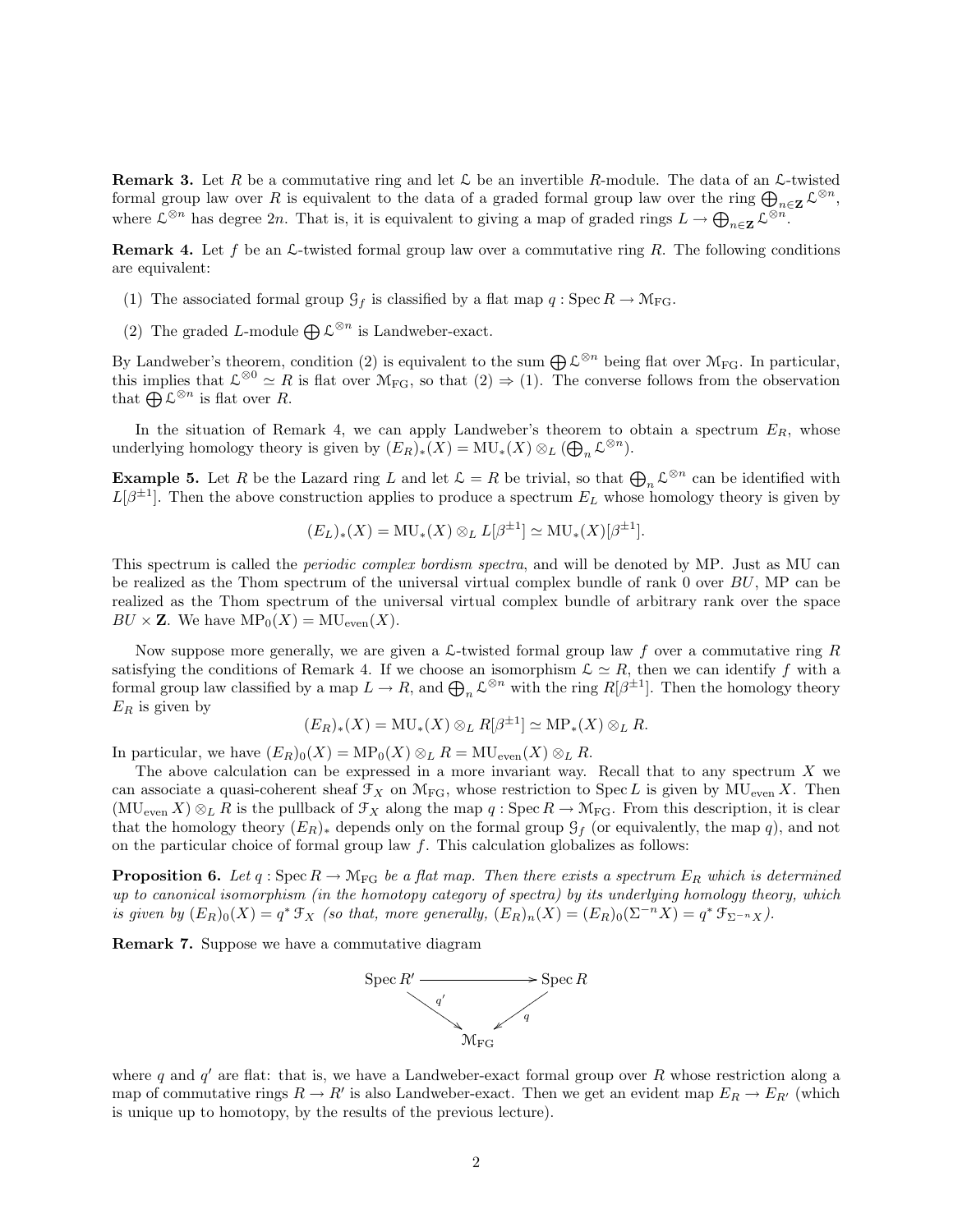**Remark 3.** Let $R$ be a commutative ring and let $\mathcal{L}$ be an invertible $R$-module. The data of an $\mathcal{L}$-twisted formal group law over $R$ is equivalent to the data of a graded formal group law over the ring $\bigoplus_{n \in \mathbf{Z}} \mathcal{L}^{\otimes n}$, where $\mathcal{L}^{\otimes n}$ has degree $2n$. That is, it is equivalent to giving a map of graded rings $L \to \bigoplus_{n \in \mathbf{Z}} \mathcal{L}^{\otimes n}$.

**Remark 4.** Let $f$ be an $\mathcal{L}$-twisted formal group law over a commutative ring $R$. The following conditions are equivalent:

(1) The associated formal group $\mathcal{G}_f$ is classified by a flat map $q : \operatorname{Spec} R \to \mathcal{M}_{\mathrm{FG}}$.

(2) The graded $L$-module $\bigoplus \mathcal{L}^{\otimes n}$ is Landweber-exact.

By Landweber's theorem, condition (2) is equivalent to the sum $\bigoplus \mathcal{L}^{\otimes n}$ being flat over $\mathcal{M}_{\mathrm{FG}}$. In particular, this implies that $\mathcal{L}^{\otimes 0} \simeq R$ is flat over $\mathcal{M}_{\mathrm{FG}}$, so that (2) $\Rightarrow$ (1). The converse follows from the observation that $\bigoplus \mathcal{L}^{\otimes n}$ is flat over $R$.

In the situation of Remark 4, we can apply Landweber's theorem to obtain a spectrum $E_R$, whose underlying homology theory is given by $(E_R)_*(X) = \mathrm{MU}_*(X) \otimes_L (\bigoplus_n \mathcal{L}^{\otimes n})$.

**Example 5.** Let $R$ be the Lazard ring $L$ and let $\mathcal{L} = R$ be trivial, so that $\bigoplus_n \mathcal{L}^{\otimes n}$ can be identified with $L[\beta^{\pm 1}]$. Then the above construction applies to produce a spectrum $E_L$ whose homology theory is given by

$$(E_L)_*(X) = \mathrm{MU}_*(X) \otimes_L L[\beta^{\pm 1}] \simeq \mathrm{MU}_*(X)[\beta^{\pm 1}].$$

This spectrum is called the *periodic complex bordism spectra*, and will be denoted by MP. Just as MU can be realized as the Thom spectrum of the universal virtual complex bundle of rank 0 over $BU$, MP can be realized as the Thom spectrum of the universal virtual complex bundle of arbitrary rank over the space $BU \times \mathbf{Z}$. We have $\mathrm{MP}_0(X) = \mathrm{MU}_{\mathrm{even}}(X)$.

Now suppose more generally, we are given a $\mathcal{L}$-twisted formal group law $f$ over a commutative ring $R$ satisfying the conditions of Remark 4. If we choose an isomorphism $\mathcal{L} \simeq R$, then we can identify $f$ with a formal group law classified by a map $L \to R$, and $\bigoplus_n \mathcal{L}^{\otimes n}$ with the ring $R[\beta^{\pm 1}]$. Then the homology theory $E_R$ is given by

$$(E_R)_*(X) = \mathrm{MU}_*(X) \otimes_L R[\beta^{\pm 1}] \simeq \mathrm{MP}_*(X) \otimes_L R.$$

In particular, we have $(E_R)_0(X) = \mathrm{MP}_0(X) \otimes_L R = \mathrm{MU}_{\mathrm{even}}(X) \otimes_L R$.

The above calculation can be expressed in a more invariant way. Recall that to any spectrum $X$ we can associate a quasi-coherent sheaf $\mathcal{F}_X$ on $\mathcal{M}_{\mathrm{FG}}$, whose restriction to $\operatorname{Spec} L$ is given by $\mathrm{MU}_{\mathrm{even}}\, X$. Then $(\mathrm{MU}_{\mathrm{even}}\, X) \otimes_L R$ is the pullback of $\mathcal{F}_X$ along the map $q : \operatorname{Spec} R \to \mathcal{M}_{\mathrm{FG}}$. From this description, it is clear that the homology theory $(E_R)_*$ depends only on the formal group $\mathcal{G}_f$ (or equivalently, the map $q$), and not on the particular choice of formal group law $f$. This calculation globalizes as follows:

**Proposition 6.** *Let $q : \operatorname{Spec} R \to \mathcal{M}_{\mathrm{FG}}$ be a flat map. Then there exists a spectrum $E_R$ which is determined up to canonical isomorphism (in the homotopy category of spectra) by its underlying homology theory, which is given by $(E_R)_0(X) = q^* \mathcal{F}_X$ (so that, more generally, $(E_R)_n(X) = (E_R)_0(\Sigma^{-n} X) = q^* \mathcal{F}_{\Sigma^{-n} X}$).*

**Remark 7.** Suppose we have a commutative diagram

$$\begin{array}{ccc} \operatorname{Spec} R' & \longrightarrow & \operatorname{Spec} R \\ & {\scriptstyle q'} \searrow \quad \swarrow {\scriptstyle q} & \\ & \mathcal{M}_{\mathrm{FG}} & \end{array}$$

where $q$ and $q'$ are flat: that is, we have a Landweber-exact formal group over $R$ whose restriction along a map of commutative rings $R \to R'$ is also Landweber-exact. Then we get an evident map $E_R \to E_{R'}$ (which is unique up to homotopy, by the results of the previous lecture).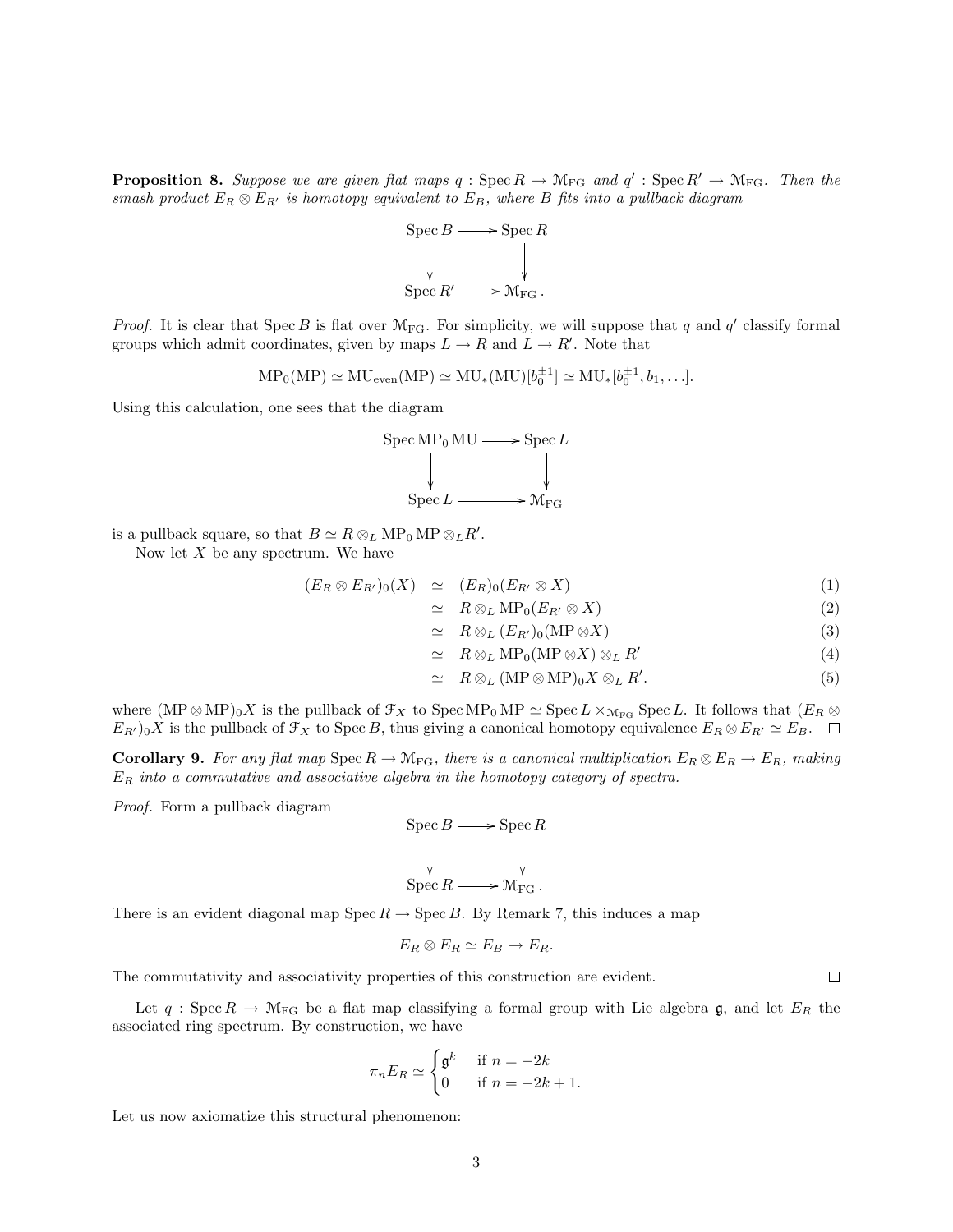**Proposition 8.** *Suppose we are given flat maps $q : \operatorname{Spec} R \to \mathcal{M}_{\mathrm{FG}}$ and $q' : \operatorname{Spec} R' \to \mathcal{M}_{\mathrm{FG}}$. Then the smash product $E_R \otimes E_{R'}$ is homotopy equivalent to $E_B$, where $B$ fits into a pullback diagram*

$$\begin{array}{ccc} \operatorname{Spec} B & \longrightarrow & \operatorname{Spec} R \\ \downarrow & & \downarrow \\ \operatorname{Spec} R' & \longrightarrow & \mathcal{M}_{\mathrm{FG}}. \end{array}$$

*Proof.* It is clear that $\operatorname{Spec} B$ is flat over $\mathcal{M}_{\mathrm{FG}}$. For simplicity, we will suppose that $q$ and $q'$ classify formal groups which admit coordinates, given by maps $L \to R$ and $L \to R'$. Note that

$$\mathrm{MP}_0(\mathrm{MP}) \simeq \mathrm{MU}_{\mathrm{even}}(\mathrm{MP}) \simeq \mathrm{MU}_*(\mathrm{MU})[b_0^{\pm 1}] \simeq \mathrm{MU}_*[b_0^{\pm 1}, b_1, \ldots].$$

Using this calculation, one sees that the diagram

$$\begin{array}{ccc} \operatorname{Spec} \mathrm{MP}_0 \, \mathrm{MU} & \longrightarrow & \operatorname{Spec} L \\ \downarrow & & \downarrow \\ \operatorname{Spec} L & \longrightarrow & \mathcal{M}_{\mathrm{FG}} \end{array}$$

is a pullback square, so that $B \simeq R \otimes_L \mathrm{MP}_0 \, \mathrm{MP} \otimes_L R'$.

Now let $X$ be any spectrum. We have

$$\begin{aligned}
(E_R \otimes E_{R'})_0(X) &\simeq (E_R)_0(E_{R'} \otimes X) && (1)\\
&\simeq R \otimes_L \mathrm{MP}_0(E_{R'} \otimes X) && (2)\\
&\simeq R \otimes_L (E_{R'})_0(\mathrm{MP} \otimes X) && (3)\\
&\simeq R \otimes_L \mathrm{MP}_0(\mathrm{MP} \otimes X) \otimes_L R' && (4)\\
&\simeq R \otimes_L (\mathrm{MP} \otimes \mathrm{MP})_0 X \otimes_L R'. && (5)
\end{aligned}$$

where $(\mathrm{MP} \otimes \mathrm{MP})_0 X$ is the pullback of $\mathcal{F}_X$ to $\operatorname{Spec} \mathrm{MP}_0 \, \mathrm{MP} \simeq \operatorname{Spec} L \times_{\mathcal{M}_{\mathrm{FG}}} \operatorname{Spec} L$. It follows that $(E_R \otimes E_{R'})_0 X$ is the pullback of $\mathcal{F}_X$ to $\operatorname{Spec} B$, thus giving a canonical homotopy equivalence $E_R \otimes E_{R'} \simeq E_B$. $\square$

**Corollary 9.** *For any flat map $\operatorname{Spec} R \to \mathcal{M}_{\mathrm{FG}}$, there is a canonical multiplication $E_R \otimes E_R \to E_R$, making $E_R$ into a commutative and associative algebra in the homotopy category of spectra.*

*Proof.* Form a pullback diagram

$$\begin{array}{ccc} \operatorname{Spec} B & \longrightarrow & \operatorname{Spec} R \\ \downarrow & & \downarrow \\ \operatorname{Spec} R & \longrightarrow & \mathcal{M}_{\mathrm{FG}}. \end{array}$$

There is an evident diagonal map $\operatorname{Spec} R \to \operatorname{Spec} B$. By Remark 7, this induces a map

$$E_R \otimes E_R \simeq E_B \to E_R.$$

The commutativity and associativity properties of this construction are evident. $\square$

Let $q : \operatorname{Spec} R \to \mathcal{M}_{\mathrm{FG}}$ be a flat map classifying a formal group with Lie algebra $\mathfrak{g}$, and let $E_R$ the associated ring spectrum. By construction, we have

$$\pi_n E_R \simeq \begin{cases} \mathfrak{g}^k & \text{if } n = -2k \\ 0 & \text{if } n = -2k+1. \end{cases}$$

Let us now axiomatize this structural phenomenon: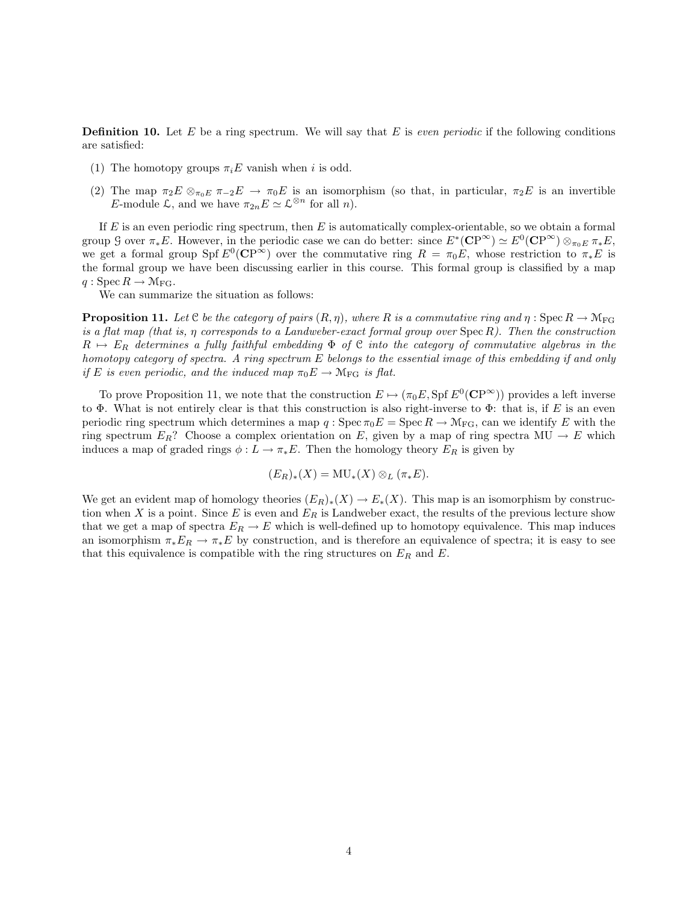**Definition 10.** Let $E$ be a ring spectrum. We will say that $E$ is *even periodic* if the following conditions are satisfied:

(1) The homotopy groups $\pi_i E$ vanish when $i$ is odd.

(2) The map $\pi_2 E \otimes_{\pi_0 E} \pi_{-2} E \to \pi_0 E$ is an isomorphism (so that, in particular, $\pi_2 E$ is an invertible $E$-module $\mathcal{L}$, and we have $\pi_{2n} E \simeq \mathcal{L}^{\otimes n}$ for all $n$).

If $E$ is an even periodic ring spectrum, then $E$ is automatically complex-orientable, so we obtain a formal group $\mathcal{G}$ over $\pi_* E$. However, in the periodic case we can do better: since $E^*(\mathbf{CP}^\infty) \simeq E^0(\mathbf{CP}^\infty) \otimes_{\pi_0 E} \pi_* E$, we get a formal group $\operatorname{Spf} E^0(\mathbf{CP}^\infty)$ over the commutative ring $R = \pi_0 E$, whose restriction to $\pi_* E$ is the formal group we have been discussing earlier in this course. This formal group is classified by a map $q : \operatorname{Spec} R \to \mathcal{M}_{\mathrm{FG}}$.

We can summarize the situation as follows:

**Proposition 11.** *Let $\mathcal{C}$ be the category of pairs $(R, \eta)$, where $R$ is a commutative ring and $\eta : \operatorname{Spec} R \to \mathcal{M}_{\mathrm{FG}}$ is a flat map (that is, $\eta$ corresponds to a Landweber-exact formal group over $\operatorname{Spec} R$). Then the construction $R \mapsto E_R$ determines a fully faithful embedding $\Phi$ of $\mathcal{C}$ into the category of commutative algebras in the homotopy category of spectra. A ring spectrum $E$ belongs to the essential image of this embedding if and only if $E$ is even periodic, and the induced map $\pi_0 E \to \mathcal{M}_{\mathrm{FG}}$ is flat.*

To prove Proposition 11, we note that the construction $E \mapsto (\pi_0 E, \operatorname{Spf} E^0(\mathbf{CP}^\infty))$ provides a left inverse to $\Phi$. What is not entirely clear is that this construction is also right-inverse to $\Phi$: that is, if $E$ is an even periodic ring spectrum which determines a map $q : \operatorname{Spec} \pi_0 E = \operatorname{Spec} R \to \mathcal{M}_{\mathrm{FG}}$, can we identify $E$ with the ring spectrum $E_R$? Choose a complex orientation on $E$, given by a map of ring spectra $\mathrm{MU} \to E$ which induces a map of graded rings $\phi : L \to \pi_* E$. Then the homology theory $E_R$ is given by

$$(E_R)_*(X) = \mathrm{MU}_*(X) \otimes_L (\pi_* E).$$

We get an evident map of homology theories $(E_R)_*(X) \to E_*(X)$. This map is an isomorphism by construction when $X$ is a point. Since $E$ is even and $E_R$ is Landweber exact, the results of the previous lecture show that we get a map of spectra $E_R \to E$ which is well-defined up to homotopy equivalence. This map induces an isomorphism $\pi_* E_R \to \pi_* E$ by construction, and is therefore an equivalence of spectra; it is easy to see that this equivalence is compatible with the ring structures on $E_R$ and $E$.